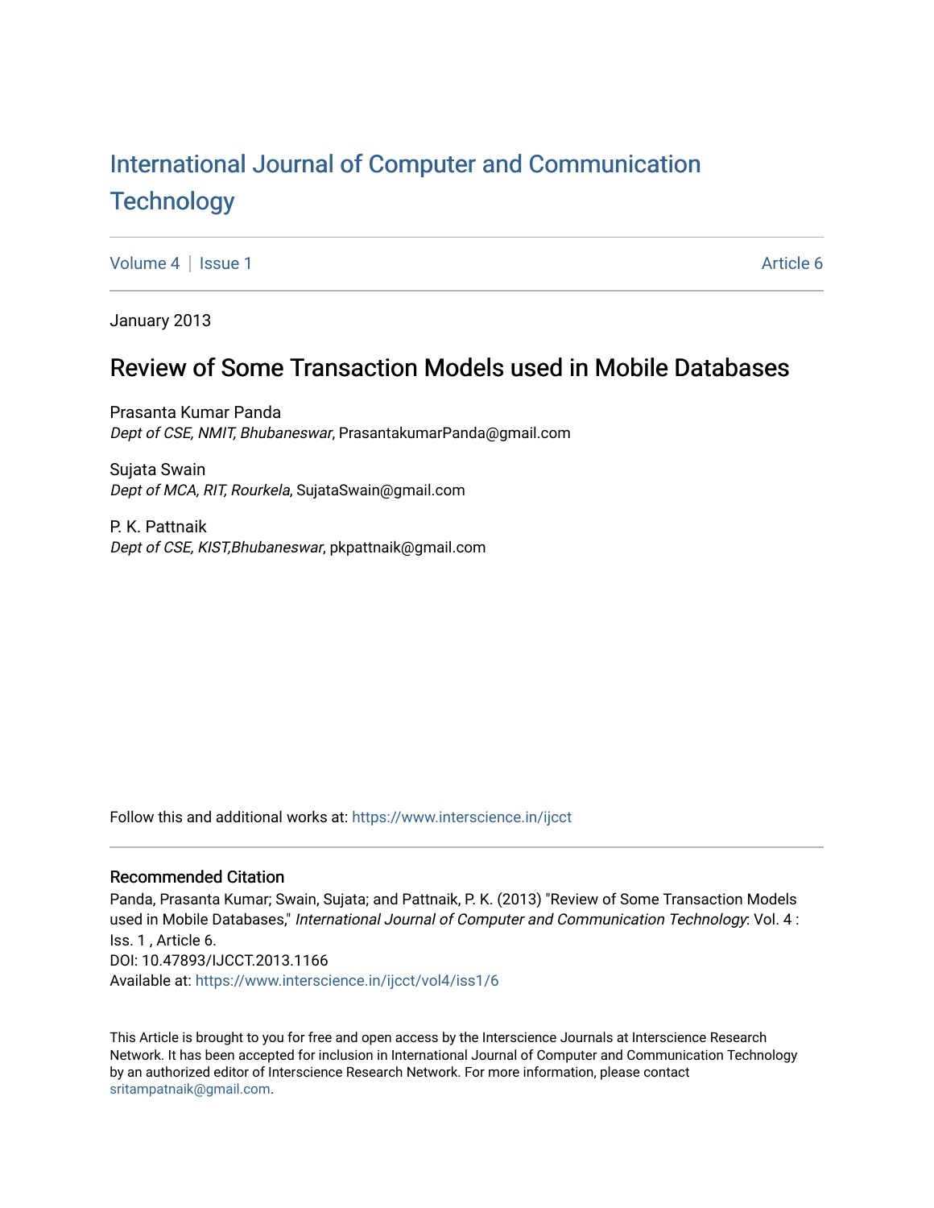# International Journal of Computer and Communication Technology

Volume 4 | Issue 1 Article 6

January 2013

## Review of Some Transaction Models used in Mobile Databases

Prasanta Kumar Panda
*Dept of CSE, NMIT, Bhubaneswar*, PrasantakumarPanda@gmail.com

Sujata Swain
*Dept of MCA, RIT, Rourkela*, SujataSwain@gmail.com

P. K. Pattnaik
*Dept of CSE, KIST,Bhubaneswar*, pkpattnaik@gmail.com

Follow this and additional works at: https://www.interscience.in/ijcct

### Recommended Citation

Panda, Prasanta Kumar; Swain, Sujata; and Pattnaik, P. K. (2013) "Review of Some Transaction Models used in Mobile Databases," *International Journal of Computer and Communication Technology*: Vol. 4 : Iss. 1 , Article 6.
DOI: 10.47893/IJCCT.2013.1166
Available at: https://www.interscience.in/ijcct/vol4/iss1/6

This Article is brought to you for free and open access by the Interscience Journals at Interscience Research Network. It has been accepted for inclusion in International Journal of Computer and Communication Technology by an authorized editor of Interscience Research Network. For more information, please contact sritampatnaik@gmail.com.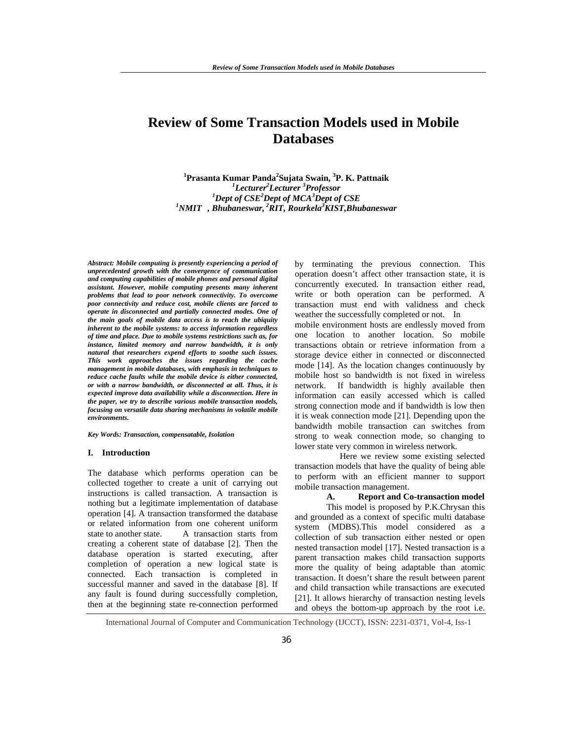# Review of Some Transaction Models used in Mobile Databases

**[1]Prasanta Kumar Panda[2]Sujata Swain, [3]P. K. Pattnaik**
*[1]Lecturer[2]Lecturer [3]Professor*
*[1]Dept of CSE[2]Dept of MCA[3]Dept of CSE*
*[1]NMIT , Bhubaneswar, [2]RIT, Rourkela[3]KIST,Bhubaneswar*

***Abstract: Mobile computing is presently experiencing a period of unprecedented growth with the convergence of communication and computing capabilities of mobile phones and personal digital assistant. However, mobile computing presents many inherent problems that lead to poor network connectivity. To overcome poor connectivity and reduce cost, mobile clients are forced to operate in disconnected and partially connected modes. One of the main goals of mobile data access is to reach the ubiquity inherent to the mobile systems: to access information regardless of time and place. Due to mobile systems restrictions such as, for instance, limited memory and narrow bandwidth, it is only natural that researchers expend efforts to soothe such issues. This work approaches the issues regarding the cache management in mobile databases, with emphasis in techniques to reduce cache faults while the mobile device is either connected, or with a narrow bandwidth, or disconnected at all. Thus, it is expected improve data availability while a disconnection. Here in the paper, we try to describe various mobile transaction models, focusing on versatile data sharing mechanisms in volatile mobile environments.***

***Key Words: Transaction, compensatable, Isolation***

## I. Introduction

The database which performs operation can be collected together to create a unit of carrying out instructions is called transaction. A transaction is nothing but a legitimate implementation of database operation [4]. A transaction transformed the database or related information from one coherent uniform state to another state. A transaction starts from creating a coherent state of database [2]. Then the database operation is started executing, after completion of operation a new logical state is connected. Each transaction is completed in successful manner and saved in the database [8]. If any fault is found during successfully completion, then at the beginning state re-connection performed by terminating the previous connection. This operation doesn't affect other transaction state, it is concurrently executed. In transaction either read, write or both operation can be performed. A transaction must end with validness and check weather the successfully completed or not. In mobile environment hosts are endlessly moved from one location to another location. So mobile transactions obtain or retrieve information from a storage device either in connected or disconnected mode [14]. As the location changes continuously by mobile host so bandwidth is not fixed in wireless network. If bandwidth is highly available then information can easily accessed which is called strong connection mode and if bandwidth is low then it is weak connection mode [21]. Depending upon the bandwidth mobile transaction can switches from strong to weak connection mode, so changing to lower state very common in wireless network.

Here we review some existing selected transaction models that have the quality of being able to perform with an efficient manner to support mobile transaction management.

### A. Report and Co-transaction model

This model is proposed by P.K.Chrysan this and grounded as a context of specific multi database system (MDBS).This model considered as a collection of sub transaction either nested or open nested transaction model [17]. Nested transaction is a parent transaction makes child transaction supports more the quality of being adaptable than atomic transaction. It doesn't share the result between parent and child transaction while transactions are executed [21]. It allows hierarchy of transaction nesting levels and obeys the bottom-up approach by the root i.e.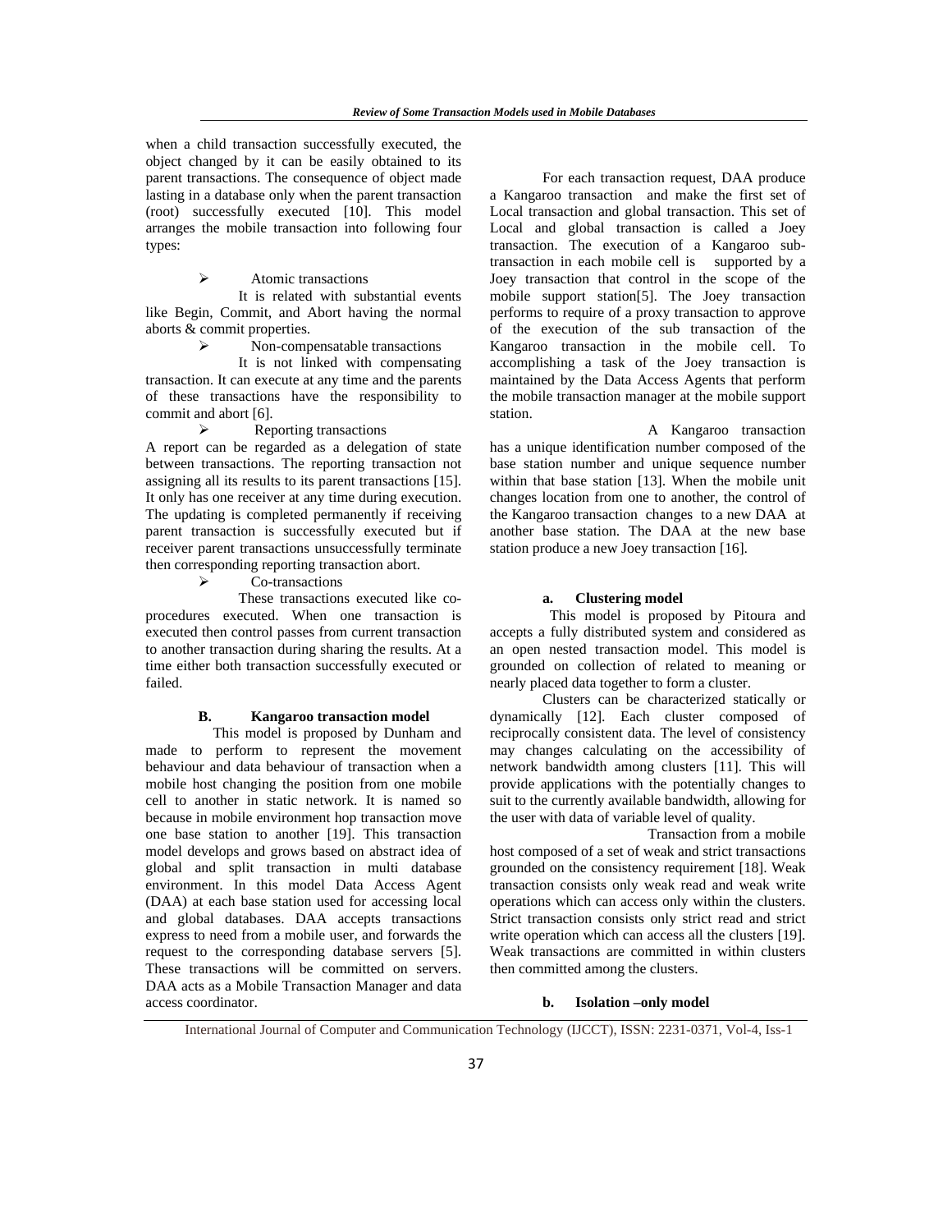when a child transaction successfully executed, the object changed by it can be easily obtained to its parent transactions. The consequence of object made lasting in a database only when the parent transaction (root) successfully executed [10]. This model arranges the mobile transaction into following four types:

- Atomic transactions

It is related with substantial events like Begin, Commit, and Abort having the normal aborts & commit properties.

- Non-compensatable transactions

It is not linked with compensating transaction. It can execute at any time and the parents of these transactions have the responsibility to commit and abort [6].

- Reporting transactions

A report can be regarded as a delegation of state between transactions. The reporting transaction not assigning all its results to its parent transactions [15]. It only has one receiver at any time during execution. The updating is completed permanently if receiving parent transaction is successfully executed but if receiver parent transactions unsuccessfully terminate then corresponding reporting transaction abort.

- Co-transactions

These transactions executed like co-procedures executed. When one transaction is executed then control passes from current transaction to another transaction during sharing the results. At a time either both transaction successfully executed or failed.

### B. Kangaroo transaction model

This model is proposed by Dunham and made to perform to represent the movement behaviour and data behaviour of transaction when a mobile host changing the position from one mobile cell to another in static network. It is named so because in mobile environment hop transaction move one base station to another [19]. This transaction model develops and grows based on abstract idea of global and split transaction in multi database environment. In this model Data Access Agent (DAA) at each base station used for accessing local and global databases. DAA accepts transactions express to need from a mobile user, and forwards the request to the corresponding database servers [5]. These transactions will be committed on servers. DAA acts as a Mobile Transaction Manager and data access coordinator.

For each transaction request, DAA produce a Kangaroo transaction and make the first set of Local transaction and global transaction. This set of Local and global transaction is called a Joey transaction. The execution of a Kangaroo sub-transaction in each mobile cell is supported by a Joey transaction that control in the scope of the mobile support station[5]. The Joey transaction performs to require of a proxy transaction to approve of the execution of the sub transaction of the Kangaroo transaction in the mobile cell. To accomplishing a task of the Joey transaction is maintained by the Data Access Agents that perform the mobile transaction manager at the mobile support station.

A Kangaroo transaction has a unique identification number composed of the base station number and unique sequence number within that base station [13]. When the mobile unit changes location from one to another, the control of the Kangaroo transaction changes to a new DAA at another base station. The DAA at the new base station produce a new Joey transaction [16].

#### a. Clustering model

This model is proposed by Pitoura and accepts a fully distributed system and considered as an open nested transaction model. This model is grounded on collection of related to meaning or nearly placed data together to form a cluster.

Clusters can be characterized statically or dynamically [12]. Each cluster composed of reciprocally consistent data. The level of consistency may changes calculating on the accessibility of network bandwidth among clusters [11]. This will provide applications with the potentially changes to suit to the currently available bandwidth, allowing for the user with data of variable level of quality.

Transaction from a mobile host composed of a set of weak and strict transactions grounded on the consistency requirement [18]. Weak transaction consists only weak read and weak write operations which can access only within the clusters. Strict transaction consists only strict read and strict write operation which can access all the clusters [19]. Weak transactions are committed in within clusters then committed among the clusters.

#### b. Isolation –only model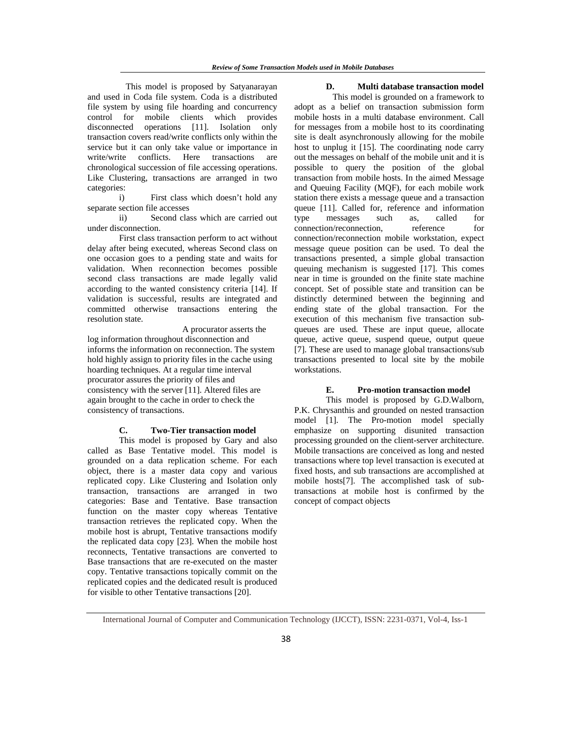This model is proposed by Satyanarayan and used in Coda file system. Coda is a distributed file system by using file hoarding and concurrency control for mobile clients which provides disconnected operations [11]. Isolation only transaction covers read/write conflicts only within the service but it can only take value or importance in write/write conflicts. Here transactions are chronological succession of file accessing operations. Like Clustering, transactions are arranged in two categories:

i) First class which doesn't hold any separate section file accesses

ii) Second class which are carried out under disconnection.

First class transaction perform to act without delay after being executed, whereas Second class on one occasion goes to a pending state and waits for validation. When reconnection becomes possible second class transactions are made legally valid according to the wanted consistency criteria [14]. If validation is successful, results are integrated and committed otherwise transactions entering the resolution state.

A procurator asserts the log information throughout disconnection and informs the information on reconnection. The system hold highly assign to priority files in the cache using hoarding techniques. At a regular time interval procurator assures the priority of files and consistency with the server [11]. Altered files are again brought to the cache in order to check the consistency of transactions.

### C. Two-Tier transaction model

This model is proposed by Gary and also called as Base Tentative model. This model is grounded on a data replication scheme. For each object, there is a master data copy and various replicated copy. Like Clustering and Isolation only transaction, transactions are arranged in two categories: Base and Tentative. Base transaction function on the master copy whereas Tentative transaction retrieves the replicated copy. When the mobile host is abrupt, Tentative transactions modify the replicated data copy [23]. When the mobile host reconnects, Tentative transactions are converted to Base transactions that are re-executed on the master copy. Tentative transactions topically commit on the replicated copies and the dedicated result is produced for visible to other Tentative transactions [20].

### D. Multi database transaction model

This model is grounded on a framework to adopt as a belief on transaction submission form mobile hosts in a multi database environment. Call for messages from a mobile host to its coordinating site is dealt asynchronously allowing for the mobile host to unplug it [15]. The coordinating node carry out the messages on behalf of the mobile unit and it is possible to query the position of the global transaction from mobile hosts. In the aimed Message and Queuing Facility (MQF), for each mobile work station there exists a message queue and a transaction queue [11]. Called for, reference and information type messages such as, called for connection/reconnection, reference for connection/reconnection mobile workstation, expect message queue position can be used. To deal the transactions presented, a simple global transaction queuing mechanism is suggested [17]. This comes near in time is grounded on the finite state machine concept. Set of possible state and transition can be distinctly determined between the beginning and ending state of the global transaction. For the execution of this mechanism five transaction sub-queues are used. These are input queue, allocate queue, active queue, suspend queue, output queue [7]. These are used to manage global transactions/sub transactions presented to local site by the mobile workstations.

### E. Pro-motion transaction model

This model is proposed by G.D.Walborn, P.K. Chrysanthis and grounded on nested transaction model [1]. The Pro-motion model specially emphasize on supporting disunited transaction processing grounded on the client-server architecture. Mobile transactions are conceived as long and nested transactions where top level transaction is executed at fixed hosts, and sub transactions are accomplished at mobile hosts[7]. The accomplished task of sub-transactions at mobile host is confirmed by the concept of compact objects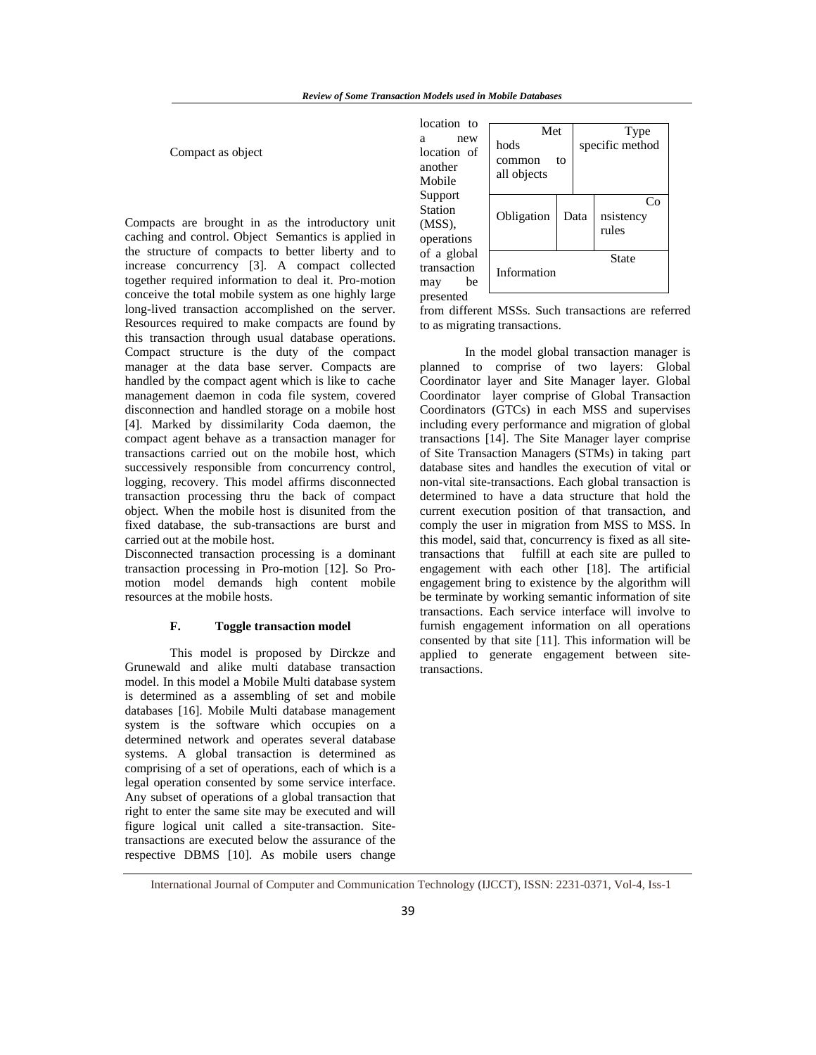Compact as object

| Methods common to all objects | | Type specific method |
|---|---|---|
| Obligation | Data | Consistency rules |
| Information | | State |

Compacts are brought in as the introductory unit caching and control. Object Semantics is applied in the structure of compacts to better liberty and to increase concurrency [3]. A compact collected together required information to deal it. Pro-motion conceive the total mobile system as one highly large long-lived transaction accomplished on the server. Resources required to make compacts are found by this transaction through usual database operations. Compact structure is the duty of the compact manager at the data base server. Compacts are handled by the compact agent which is like to cache management daemon in coda file system, covered disconnection and handled storage on a mobile host [4]. Marked by dissimilarity Coda daemon, the compact agent behave as a transaction manager for transactions carried out on the mobile host, which successively responsible from concurrency control, logging, recovery. This model affirms disconnected transaction processing thru the back of compact object. When the mobile host is disunited from the fixed database, the sub-transactions are burst and carried out at the mobile host.

Disconnected transaction processing is a dominant transaction processing in Pro-motion [12]. So Pro-motion model demands high content mobile resources at the mobile hosts.

### F. Toggle transaction model

This model is proposed by Dirckze and Grunewald and alike multi database transaction model. In this model a Mobile Multi database system is determined as a assembling of set and mobile databases [16]. Mobile Multi database management system is the software which occupies on a determined network and operates several database systems. A global transaction is determined as comprising of a set of operations, each of which is a legal operation consented by some service interface. Any subset of operations of a global transaction that right to enter the same site may be executed and will figure logical unit called a site-transaction. Site-transactions are executed below the assurance of the respective DBMS [10]. As mobile users change location to a new location of another Mobile Support Station (MSS), operations of a global transaction may be presented from different MSSs. Such transactions are referred to as migrating transactions.

In the model global transaction manager is planned to comprise of two layers: Global Coordinator layer and Site Manager layer. Global Coordinator layer comprise of Global Transaction Coordinators (GTCs) in each MSS and supervises including every performance and migration of global transactions [14]. The Site Manager layer comprise of Site Transaction Managers (STMs) in taking part database sites and handles the execution of vital or non-vital site-transactions. Each global transaction is determined to have a data structure that hold the current execution position of that transaction, and comply the user in migration from MSS to MSS. In this model, said that, concurrency is fixed as all site-transactions that fulfill at each site are pulled to engagement with each other [18]. The artificial engagement bring to existence by the algorithm will be terminate by working semantic information of site transactions. Each service interface will involve to furnish engagement information on all operations consented by that site [11]. This information will be applied to generate engagement between site-transactions.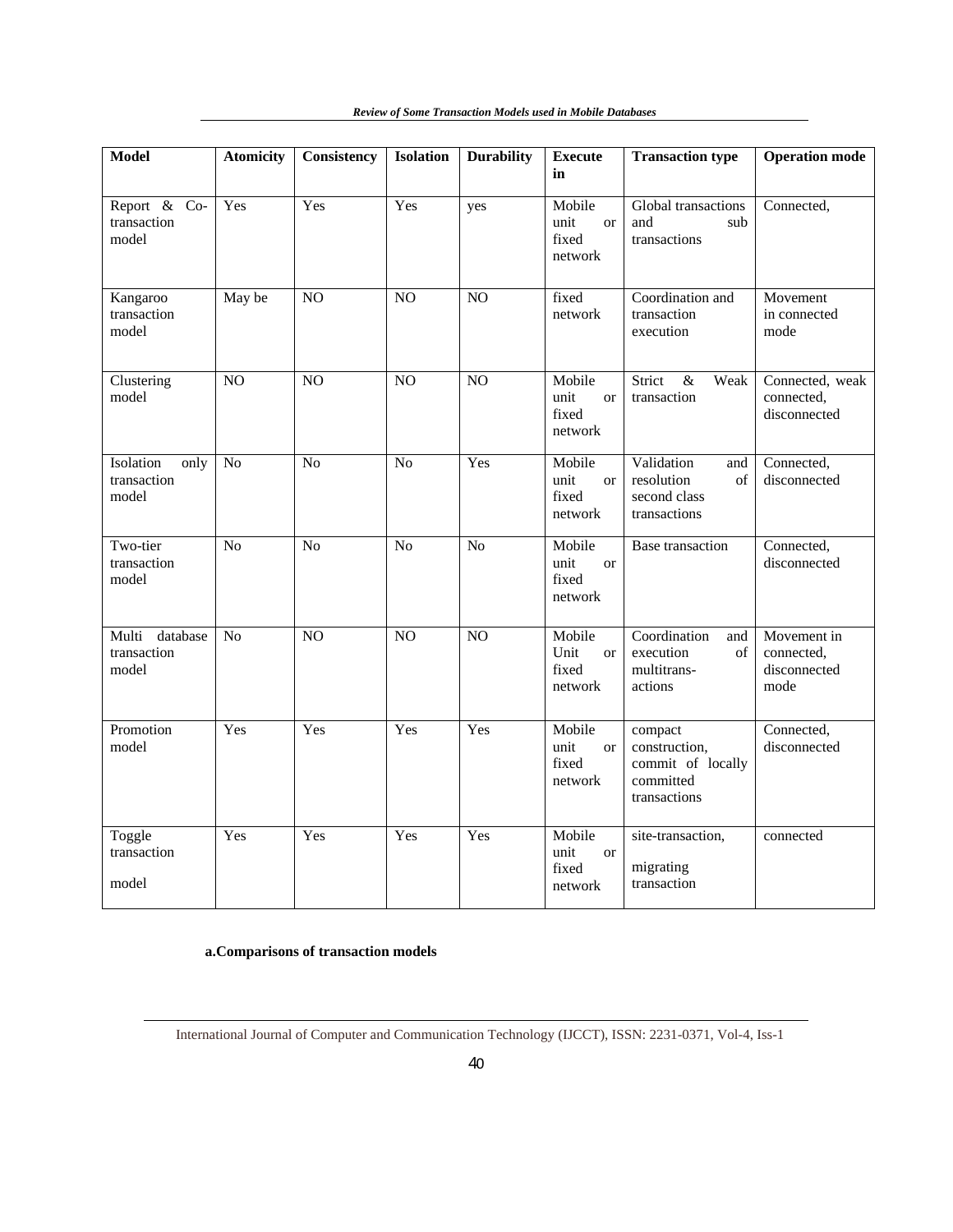| Model | Atomicity | Consistency | Isolation | Durability | Execute in | Transaction type | Operation mode |
|---|---|---|---|---|---|---|---|
| Report & Co-transaction model | Yes | Yes | Yes | yes | Mobile unit or fixed network | Global transactions and sub transactions | Connected, |
| Kangaroo transaction model | May be | NO | NO | NO | fixed network | Coordination and transaction execution | Movement in connected mode |
| Clustering model | NO | NO | NO | NO | Mobile unit or fixed network | Strict & Weak transaction | Connected, weak connected, disconnected |
| Isolation only transaction model | No | No | No | Yes | Mobile unit or fixed network | Validation and resolution of second class transactions | Connected, disconnected |
| Two-tier transaction model | No | No | No | No | Mobile unit or fixed network | Base transaction | Connected, disconnected |
| Multi database transaction model | No | NO | NO | NO | Mobile Unit or fixed network | Coordination and execution of multitrans-actions | Movement in connected, disconnected mode |
| Promotion model | Yes | Yes | Yes | Yes | Mobile unit or fixed network | compact construction, commit of locally committed transactions | Connected, disconnected |
| Toggle transaction model | Yes | Yes | Yes | Yes | Mobile unit or fixed network | site-transaction, migrating transaction | connected |

**a.Comparisons of transaction models**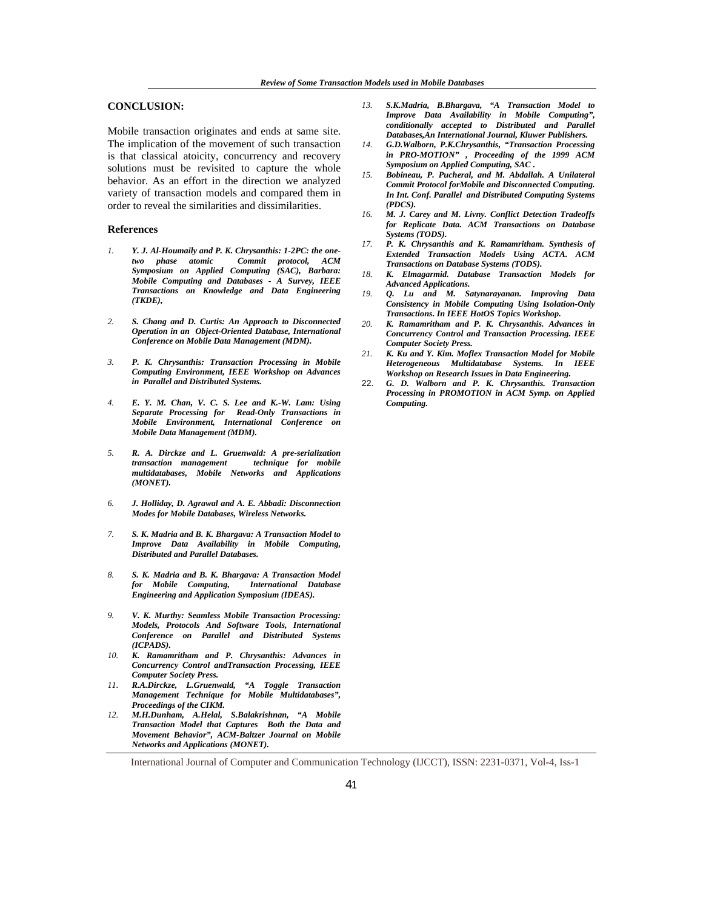## CONCLUSION:

Mobile transaction originates and ends at same site. The implication of the movement of such transaction is that classical atoicity, concurrency and recovery solutions must be revisited to capture the whole behavior. As an effort in the direction we analyzed variety of transaction models and compared them in order to reveal the similarities and dissimilarities.

### References

1. ***Y. J. Al-Houmaily and P. K. Chrysanthis: 1-2PC: the one-two phase atomic Commit protocol, ACM Symposium on Applied Computing (SAC), Barbara: Mobile Computing and Databases - A Survey, IEEE Transactions on Knowledge and Data Engineering (TKDE),***

2. ***S. Chang and D. Curtis: An Approach to Disconnected Operation in an Object-Oriented Database, International Conference on Mobile Data Management (MDM).***

3. ***P. K. Chrysanthis: Transaction Processing in Mobile Computing Environment, IEEE Workshop on Advances in Parallel and Distributed Systems.***

4. ***E. Y. M. Chan, V. C. S. Lee and K.-W. Lam: Using Separate Processing for Read-Only Transactions in Mobile Environment, International Conference on Mobile Data Management (MDM).***

5. ***R. A. Dirckze and L. Gruenwald: A pre-serialization transaction management technique for mobile multidatabases, Mobile Networks and Applications (MONET).***

6. ***J. Holliday, D. Agrawal and A. E. Abbadi: Disconnection Modes for Mobile Databases, Wireless Networks.***

7. ***S. K. Madria and B. K. Bhargava: A Transaction Model to Improve Data Availability in Mobile Computing, Distributed and Parallel Databases.***

8. ***S. K. Madria and B. K. Bhargava: A Transaction Model for Mobile Computing, International Database Engineering and Application Symposium (IDEAS).***

9. ***V. K. Murthy: Seamless Mobile Transaction Processing: Models, Protocols And Software Tools, International Conference on Parallel and Distributed Systems (ICPADS).***
10. ***K. Ramamritham and P. Chrysanthis: Advances in Concurrency Control andTransaction Processing, IEEE Computer Society Press.***
11. ***R.A.Dirckze, L.Gruenwald, "A Toggle Transaction Management Technique for Mobile Multidatabases", Proceedings of the CIKM.***
12. ***M.H.Dunham, A.Helal, S.Balakrishnan, "A Mobile Transaction Model that Captures Both the Data and Movement Behavior", ACM-Baltzer Journal on Mobile Networks and Applications (MONET).***
13. ***S.K.Madria, B.Bhargava, "A Transaction Model to Improve Data Availability in Mobile Computing", conditionally accepted to Distributed and Parallel Databases,An International Journal, Kluwer Publishers.***
14. ***G.D.Walborn, P.K.Chrysanthis, "Transaction Processing in PRO-MOTION" , Proceeding of the 1999 ACM Symposium on Applied Computing, SAC .***
15. ***Bobineau, P. Pucheral, and M. Abdallah. A Unilateral Commit Protocol forMobile and Disconnected Computing. In Int. Conf. Parallel and Distributed Computing Systems (PDCS).***
16. ***M. J. Carey and M. Livny. Conflict Detection Tradeoffs for Replicate Data. ACM Transactions on Database Systems (TODS).***
17. ***P. K. Chrysanthis and K. Ramamritham. Synthesis of Extended Transaction Models Using ACTA. ACM Transactions on Database Systems (TODS).***
18. ***K. Elmagarmid. Database Transaction Models for Advanced Applications.***
19. ***Q. Lu and M. Satynarayanan. Improving Data Consistency in Mobile Computing Using Isolation-Only Transactions. In IEEE HotOS Topics Workshop.***
20. ***K. Ramamritham and P. K. Chrysanthis. Advances in Concurrency Control and Transaction Processing. IEEE Computer Society Press.***
21. ***K. Ku and Y. Kim. Moflex Transaction Model for Mobile Heterogeneous Multidatabase Systems. In IEEE Workshop on Research Issues in Data Engineering.***
22. ***G. D. Walborn and P. K. Chrysanthis. Transaction Processing in PROMOTION in ACM Symp. on Applied Computing.***